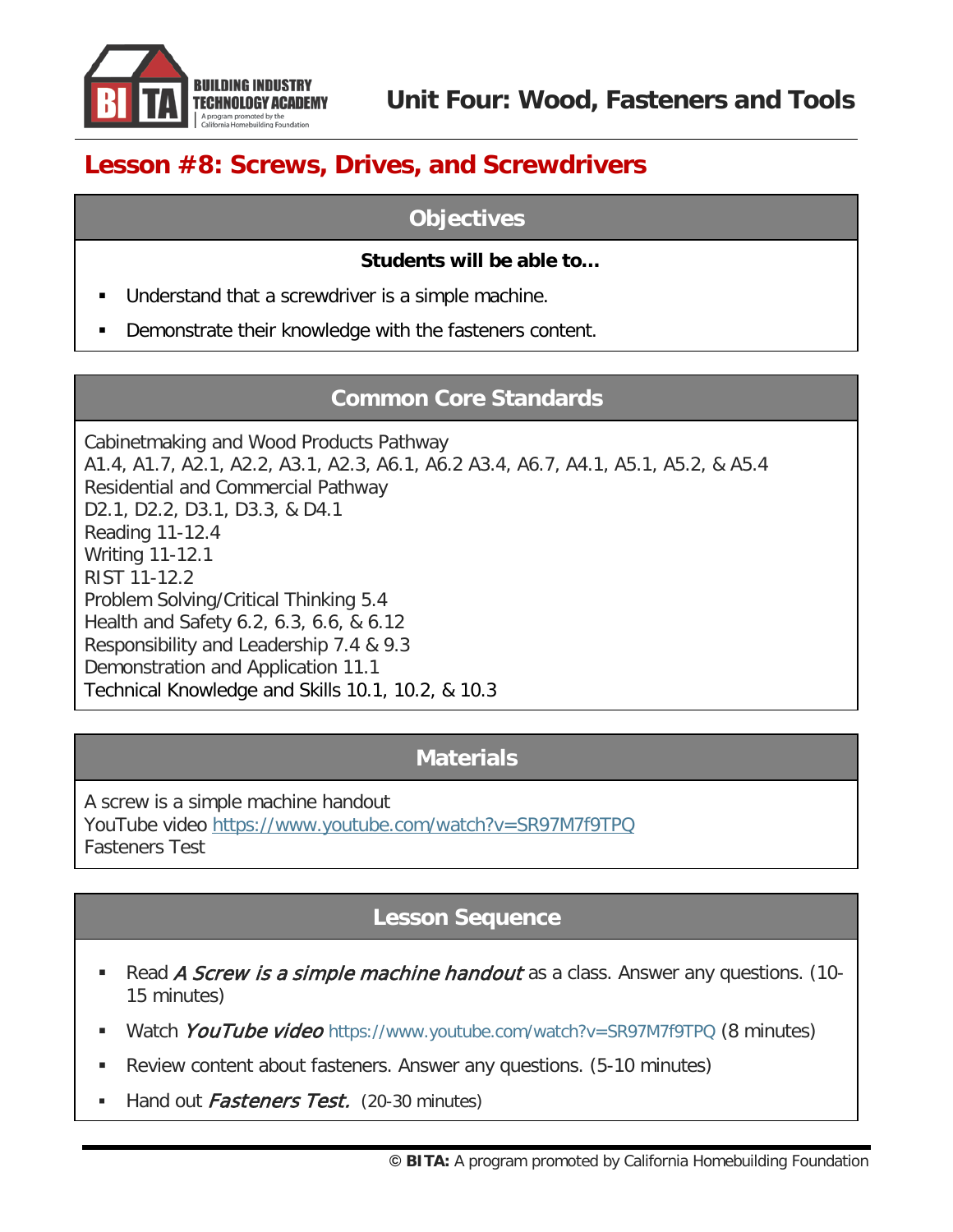# Unit Four: Wood, Fasteners and Tools

## Lesson #8: Screws, Drives, and Screwdrivers

### Objectives

**Students will be able to…**

- Understand that a screwdriver is a simple machine.
- Demonstrate their knowledge with the fasteners content.

### Common Core Standards

Cabinetmaking and Wood Products Pathway
A1.4, A1.7, A2.1, A2.2, A3.1, A2.3, A6.1, A6.2 A3.4, A6.7, A4.1, A5.1, A5.2, & A5.4
Residential and Commercial Pathway
D2.1, D2.2, D3.1, D3.3, & D4.1
Reading 11-12.4
Writing 11-12.1
RIST 11-12.2
Problem Solving/Critical Thinking 5.4
Health and Safety 6.2, 6.3, 6.6, & 6.12
Responsibility and Leadership 7.4 & 9.3
Demonstration and Application 11.1
Technical Knowledge and Skills 10.1, 10.2, & 10.3

### Materials

A screw is a simple machine handout
YouTube video https://www.youtube.com/watch?v=SR97M7f9TPQ
Fasteners Test

### Lesson Sequence

- Read *A Screw is a simple machine handout* as a class. Answer any questions. (10-15 minutes)
- Watch *YouTube video* https://www.youtube.com/watch?v=SR97M7f9TPQ (8 minutes)
- Review content about fasteners. Answer any questions. (5-10 minutes)
- Hand out *Fasteners Test.* (20-30 minutes)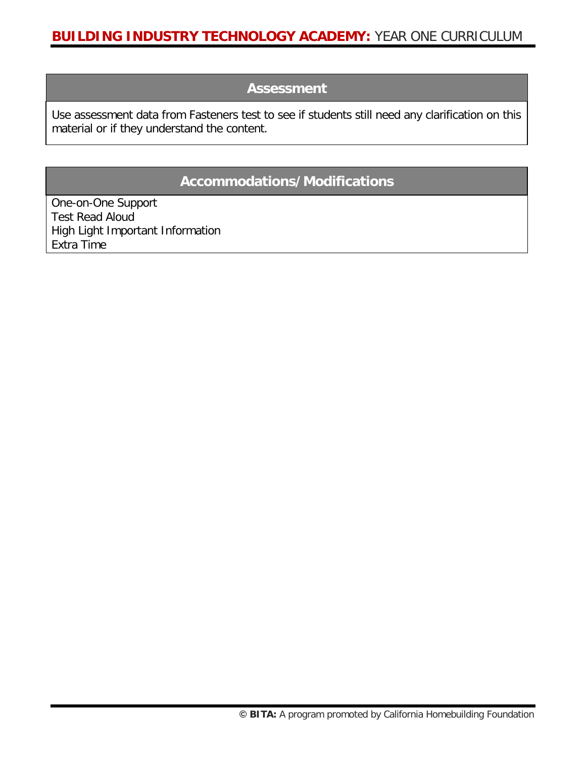## Assessment

Use assessment data from Fasteners test to see if students still need any clarification on this material or if they understand the content.

## Accommodations/Modifications

One-on-One Support
Test Read Aloud
High Light Important Information
Extra Time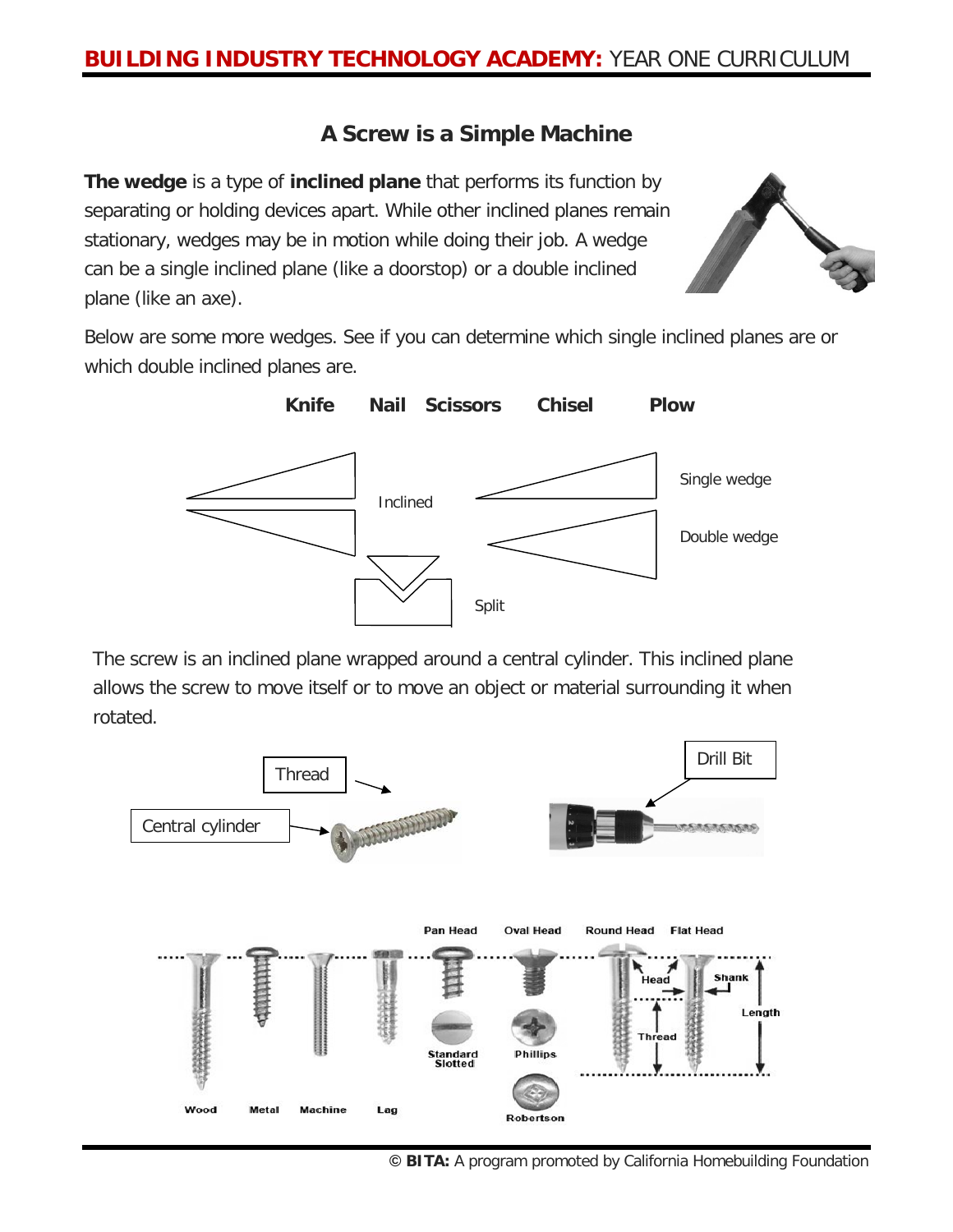## A Screw is a Simple Machine

**The wedge** is a type of **inclined plane** that performs its function by separating or holding devices apart. While other inclined planes remain stationary, wedges may be in motion while doing their job. A wedge can be a single inclined plane (like a doorstop) or a double inclined plane (like an axe).

Below are some more wedges. See if you can determine which single inclined planes are or which double inclined planes are.

**Knife Nail Scissors Chisel Plow**

Inclined

Single wedge

Double wedge

Split

The screw is an inclined plane wrapped around a central cylinder. This inclined plane allows the screw to move itself or to move an object or material surrounding it when rotated.

Thread

Central cylinder

Drill Bit

Pan Head Oval Head Round Head Flat Head

Head Shank Length Thread

Standard Slotted Phillips Robertson

Wood Metal Machine Lag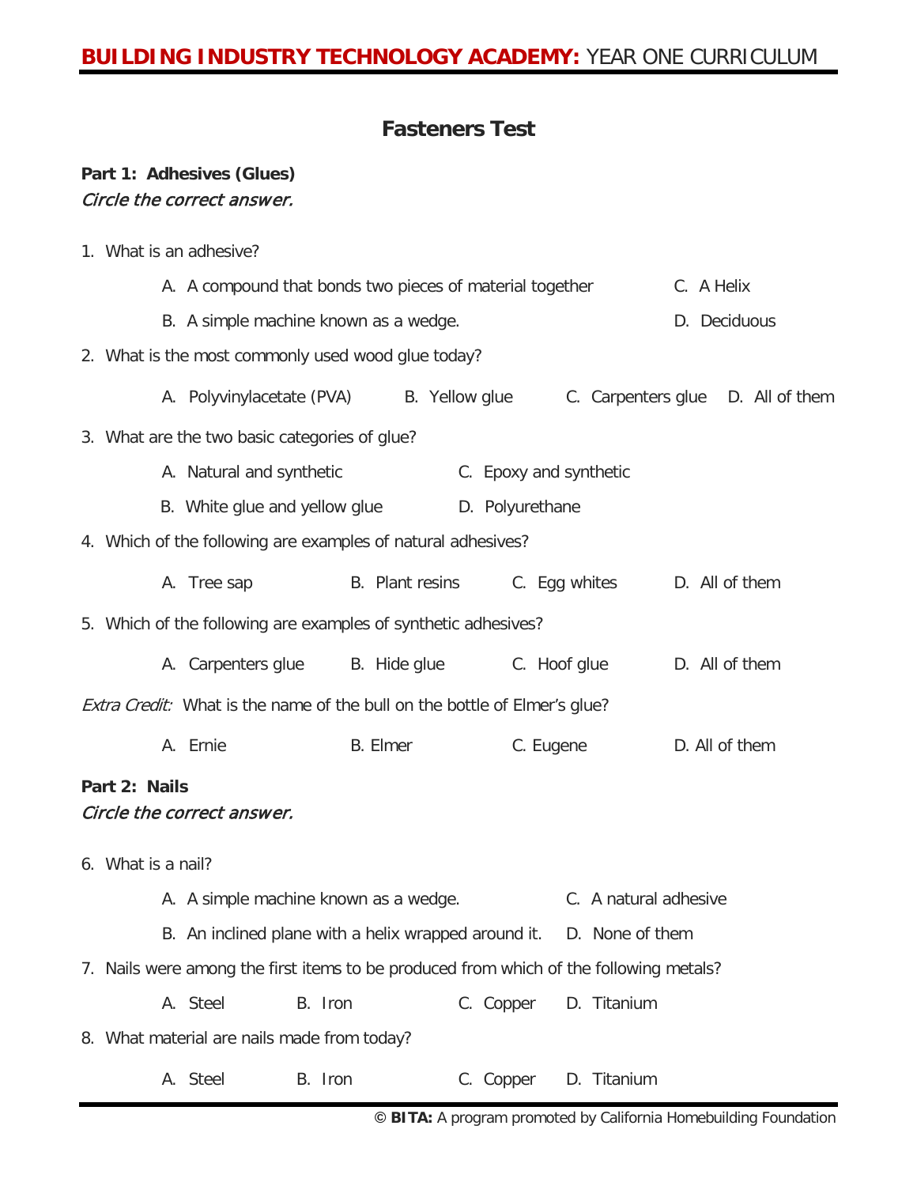## Fasteners Test

**Part 1: Adhesives (Glues)**
*Circle the correct answer.*

1. What is an adhesive?
   - A. A compound that bonds two pieces of material together
   - B. A simple machine known as a wedge.
   - C. A Helix
   - D. Deciduous

2. What is the most commonly used wood glue today?
   - A. Polyvinylacetate (PVA)
   - B. Yellow glue
   - C. Carpenters glue
   - D. All of them

3. What are the two basic categories of glue?
   - A. Natural and synthetic
   - B. White glue and yellow glue
   - C. Epoxy and synthetic
   - D. Polyurethane

4. Which of the following are examples of natural adhesives?
   - A. Tree sap
   - B. Plant resins
   - C. Egg whites
   - D. All of them

5. Which of the following are examples of synthetic adhesives?
   - A. Carpenters glue
   - B. Hide glue
   - C. Hoof glue
   - D. All of them

*Extra Credit:* What is the name of the bull on the bottle of Elmer's glue?
   - A. Ernie
   - B. Elmer
   - C. Eugene
   - D. All of them

**Part 2: Nails**
*Circle the correct answer.*

6. What is a nail?
   - A. A simple machine known as a wedge.
   - B. An inclined plane with a helix wrapped around it.
   - C. A natural adhesive
   - D. None of them

7. Nails were among the first items to be produced from which of the following metals?
   - A. Steel
   - B. Iron
   - C. Copper
   - D. Titanium

8. What material are nails made from today?
   - A. Steel
   - B. Iron
   - C. Copper
   - D. Titanium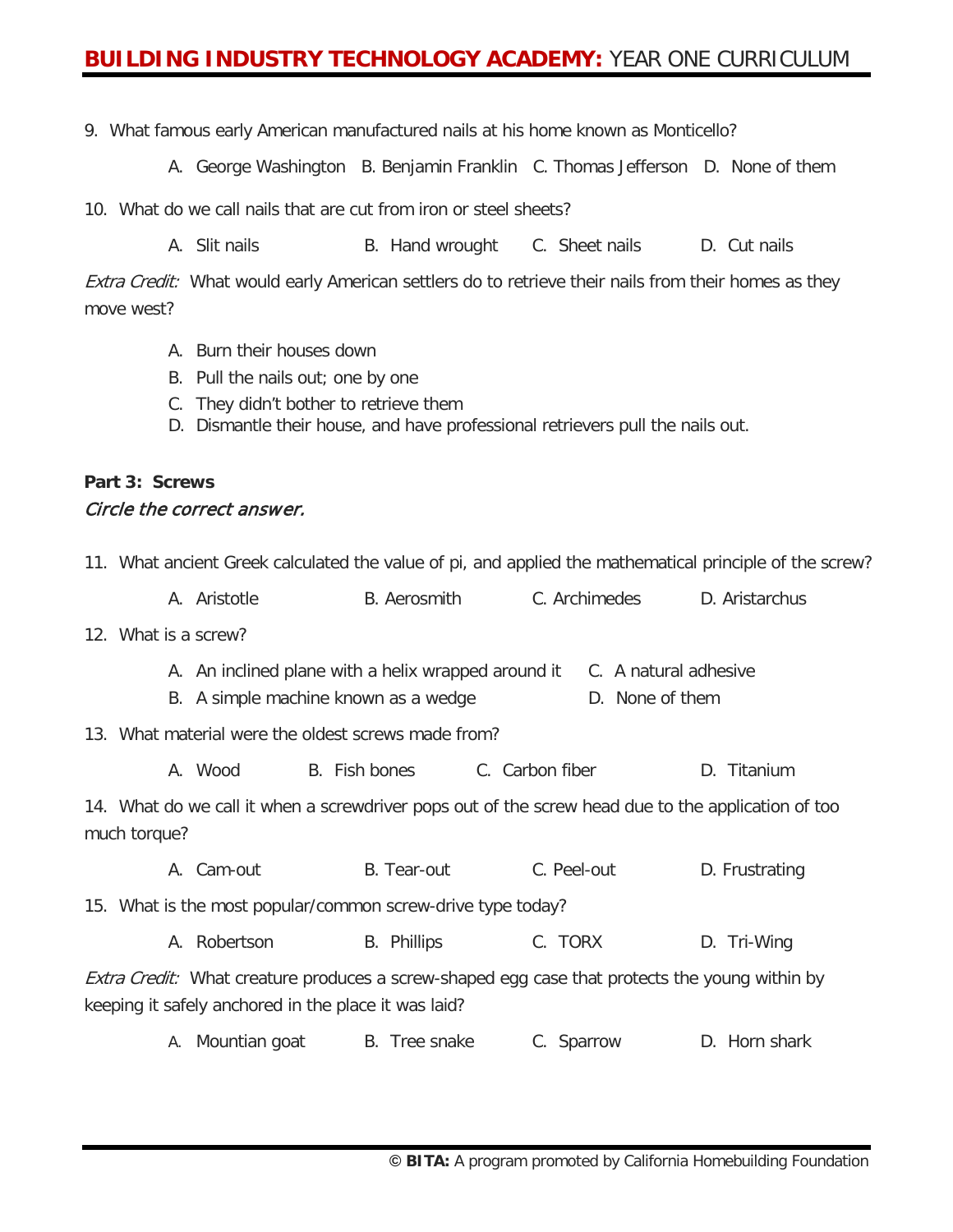9. What famous early American manufactured nails at his home known as Monticello?

   A. George Washington   B. Benjamin Franklin   C. Thomas Jefferson   D. None of them

10. What do we call nails that are cut from iron or steel sheets?

    A. Slit nails   B. Hand wrought   C. Sheet nails   D. Cut nails

*Extra Credit:* What would early American settlers do to retrieve their nails from their homes as they move west?

   A. Burn their houses down
   B. Pull the nails out; one by one
   C. They didn't bother to retrieve them
   D. Dismantle their house, and have professional retrievers pull the nails out.

**Part 3: Screws**

*Circle the correct answer.*

11. What ancient Greek calculated the value of pi, and applied the mathematical principle of the screw?

    A. Aristotle   B. Aerosmith   C. Archimedes   D. Aristarchus

12. What is a screw?

    A. An inclined plane with a helix wrapped around it
    B. A simple machine known as a wedge
    C. A natural adhesive
    D. None of them

13. What material were the oldest screws made from?

    A. Wood   B. Fish bones   C. Carbon fiber   D. Titanium

14. What do we call it when a screwdriver pops out of the screw head due to the application of too much torque?

    A. Cam-out   B. Tear-out   C. Peel-out   D. Frustrating

15. What is the most popular/common screw-drive type today?

    A. Robertson   B. Phillips   C. TORX   D. Tri-Wing

*Extra Credit:* What creature produces a screw-shaped egg case that protects the young within by keeping it safely anchored in the place it was laid?

   A. Mountain goat   B. Tree snake   C. Sparrow   D. Horn shark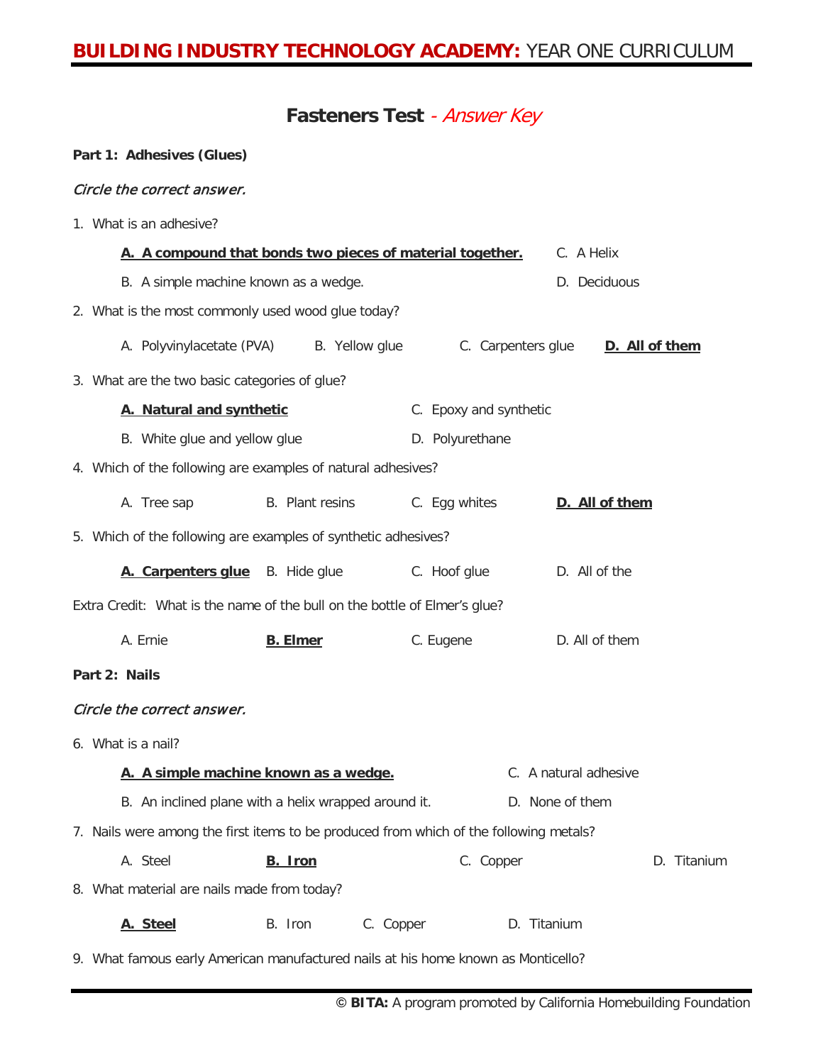## Fasteners Test - *Answer Key*

**Part 1: Adhesives (Glues)**

*Circle the correct answer.*

1. What is an adhesive?

    **A. A compound that bonds two pieces of material together.**
    B. A simple machine known as a wedge.
    C. A Helix
    D. Deciduous

2. What is the most commonly used wood glue today?

    A. Polyvinylacetate (PVA)  B. Yellow glue  C. Carpenters glue  **D. All of them**

3. What are the two basic categories of glue?

    **A. Natural and synthetic**
    B. White glue and yellow glue
    C. Epoxy and synthetic
    D. Polyurethane

4. Which of the following are examples of natural adhesives?

    A. Tree sap  B. Plant resins  C. Egg whites  **D. All of them**

5. Which of the following are examples of synthetic adhesives?

    **A. Carpenters glue**  B. Hide glue  C. Hoof glue  D. All of the

Extra Credit: What is the name of the bull on the bottle of Elmer's glue?

A. Ernie  **B. Elmer**  C. Eugene  D. All of them

**Part 2: Nails**

*Circle the correct answer.*

6. What is a nail?

    **A. A simple machine known as a wedge.**
    B. An inclined plane with a helix wrapped around it.
    C. A natural adhesive
    D. None of them

7. Nails were among the first items to be produced from which of the following metals?

    A. Steel  **B. Iron**  C. Copper  D. Titanium

8. What material are nails made from today?

    **A. Steel**  B. Iron  C. Copper  D. Titanium

9. What famous early American manufactured nails at his home known as Monticello?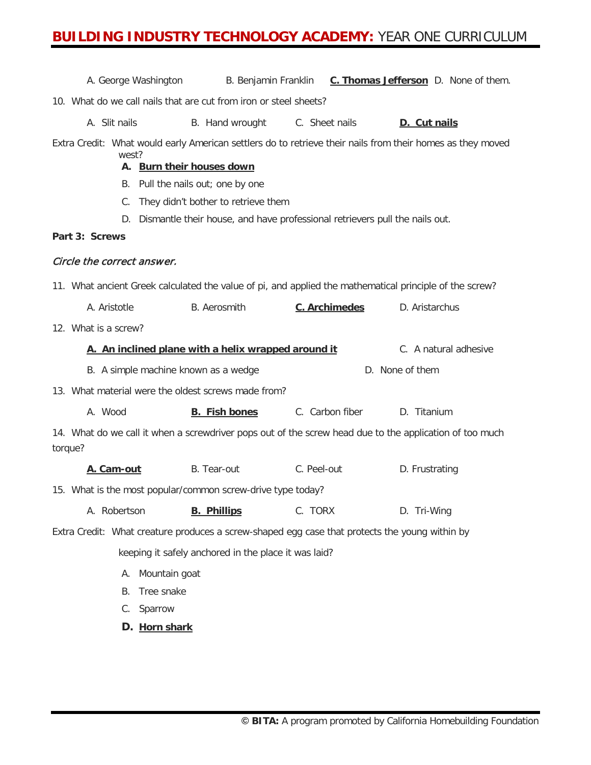A. George Washington B. Benjamin Franklin **C. Thomas Jefferson** D. None of them.

10. What do we call nails that are cut from iron or steel sheets?

A. Slit nails B. Hand wrought C. Sheet nails **D. Cut nails**

Extra Credit: What would early American settlers do to retrieve their nails from their homes as they moved west?

- **A. Burn their houses down**
- B. Pull the nails out; one by one
- C. They didn't bother to retrieve them
- D. Dismantle their house, and have professional retrievers pull the nails out.

**Part 3: Screws**

*Circle the correct answer.*

11. What ancient Greek calculated the value of pi, and applied the mathematical principle of the screw?

A. Aristotle B. Aerosmith **C. Archimedes** D. Aristarchus

12. What is a screw?

**A. An inclined plane with a helix wrapped around it** C. A natural adhesive

B. A simple machine known as a wedge D. None of them

13. What material were the oldest screws made from?

A. Wood **B. Fish bones** C. Carbon fiber D. Titanium

14. What do we call it when a screwdriver pops out of the screw head due to the application of too much torque?

**A. Cam-out** B. Tear-out C. Peel-out D. Frustrating

15. What is the most popular/common screw-drive type today?

A. Robertson **B. Phillips** C. TORX D. Tri-Wing

Extra Credit: What creature produces a screw-shaped egg case that protects the young within by keeping it safely anchored in the place it was laid?

- A. Mountain goat
- B. Tree snake
- C. Sparrow
- **D. Horn shark**